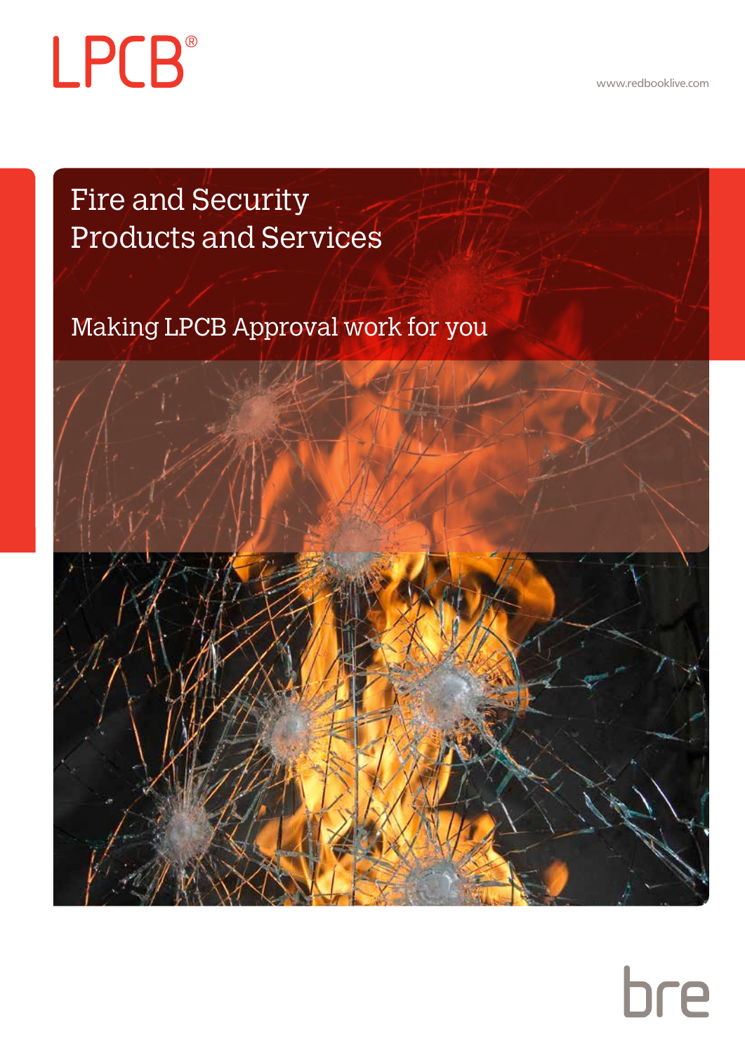LPCB®

www.redbooklive.com

# Fire and Security Products and Services

## Making LPCB Approval work for you

bre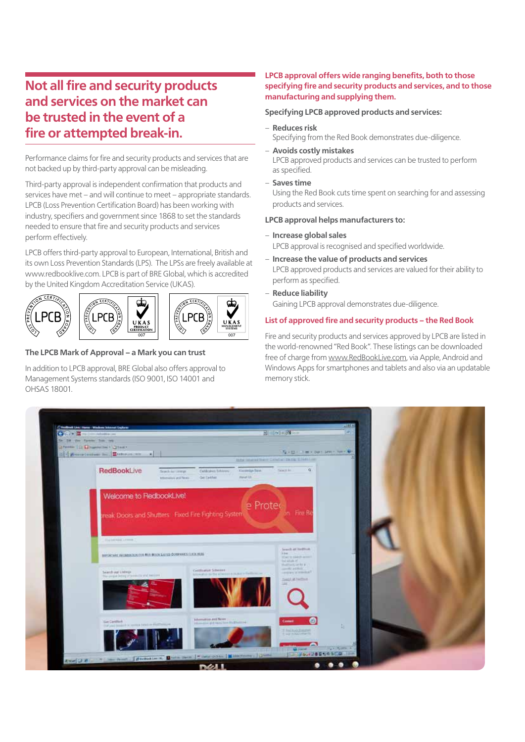# Not all fire and security products and services on the market can be trusted in the event of a fire or attempted break-in.

Performance claims for fire and security products and services that are not backed up by third-party approval can be misleading.

Third-party approval is independent confirmation that products and services have met – and will continue to meet – appropriate standards. LPCB (Loss Prevention Certification Board) has been working with industry, specifiers and government since 1868 to set the standards needed to ensure that fire and security products and services perform effectively.

LPCB offers third-party approval to European, International, British and its own Loss Prevention Standards (LPS). The LPSs are freely available at www.redbooklive.com. LPCB is part of BRE Global, which is accredited by the United Kingdom Accreditation Service (UKAS).

### The LPCB Mark of Approval – a Mark you can trust

In addition to LPCB approval, BRE Global also offers approval to Management Systems standards (ISO 9001, ISO 14001 and OHSAS 18001.

**LPCB approval offers wide ranging benefits, both to those specifying fire and security products and services, and to those manufacturing and supplying them.**

**Specifying LPCB approved products and services:**

- **Reduces risk**
  Specifying from the Red Book demonstrates due-diligence.
- **Avoids costly mistakes**
  LPCB approved products and services can be trusted to perform as specified.
- **Saves time**
  Using the Red Book cuts time spent on searching for and assessing products and services.

**LPCB approval helps manufacturers to:**

- **Increase global sales**
  LPCB approval is recognised and specified worldwide.
- **Increase the value of products and services**
  LPCB approved products and services are valued for their ability to perform as specified.
- **Reduce liability**
  Gaining LPCB approval demonstrates due-diligence.

### List of approved fire and security products – the Red Book

Fire and security products and services approved by LPCB are listed in the world-renowned "Red Book". These listings can be downloaded free of charge from www.RedBookLive.com, via Apple, Android and Windows Apps for smartphones and tablets and also via an updatable memory stick.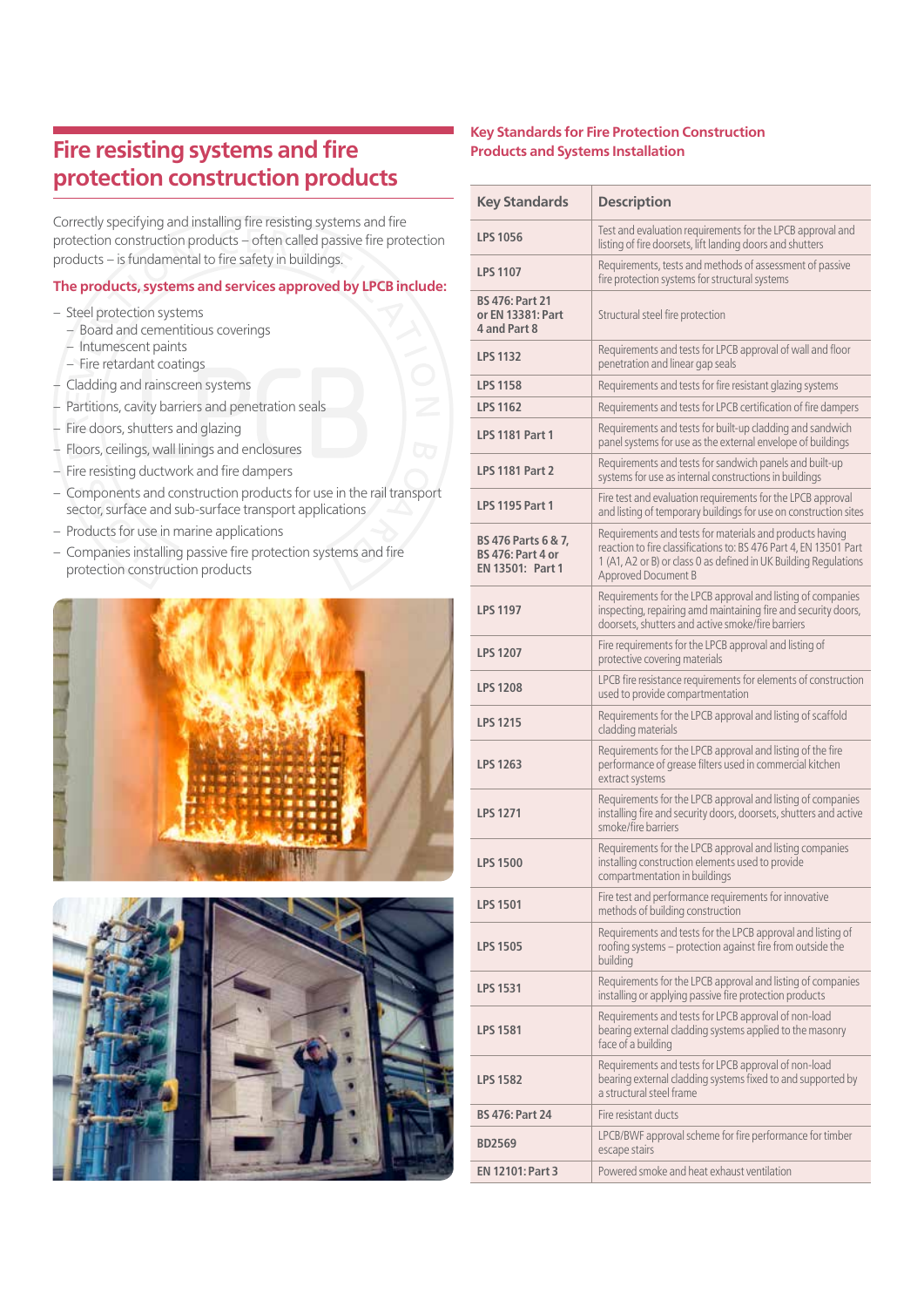# Fire resisting systems and fire protection construction products

Correctly specifying and installing fire resisting systems and fire protection construction products – often called passive fire protection products – is fundamental to fire safety in buildings.

### The products, systems and services approved by LPCB include:

- Steel protection systems
  - Board and cementitious coverings
  - Intumescent paints
  - Fire retardant coatings
- Cladding and rainscreen systems
- Partitions, cavity barriers and penetration seals
- Fire doors, shutters and glazing
- Floors, ceilings, wall linings and enclosures
- Fire resisting ductwork and fire dampers
- Components and construction products for use in the rail transport sector, surface and sub-surface transport applications
- Products for use in marine applications
- Companies installing passive fire protection systems and fire protection construction products

### Key Standards for Fire Protection Construction Products and Systems Installation

| Key Standards | Description |
|---|---|
| LPS 1056 | Test and evaluation requirements for the LPCB approval and listing of fire doorsets, lift landing doors and shutters |
| LPS 1107 | Requirements, tests and methods of assessment of passive fire protection systems for structural systems |
| BS 476: Part 21 or EN 13381: Part 4 and Part 8 | Structural steel fire protection |
| LPS 1132 | Requirements and tests for LPCB approval of wall and floor penetration and linear gap seals |
| LPS 1158 | Requirements and tests for fire resistant glazing systems |
| LPS 1162 | Requirements and tests for LPCB certification of fire dampers |
| LPS 1181 Part 1 | Requirements and tests for built-up cladding and sandwich panel systems for use as the external envelope of buildings |
| LPS 1181 Part 2 | Requirements and tests for sandwich panels and built-up systems for use as internal constructions in buildings |
| LPS 1195 Part 1 | Fire test and evaluation requirements for the LPCB approval and listing of temporary buildings for use on construction sites |
| BS 476 Parts 6 & 7, BS 476: Part 4 or EN 13501: Part 1 | Requirements and tests for materials and products having reaction to fire classifications to: BS 476 Part 4, EN 13501 Part 1 (A1, A2 or B) or class 0 as defined in UK Building Regulations Approved Document B |
| LPS 1197 | Requirements for the LPCB approval and listing of companies inspecting, repairing amd maintaining fire and security doors, doorsets, shutters and active smoke/fire barriers |
| LPS 1207 | Fire requirements for the LPCB approval and listing of protective covering materials |
| LPS 1208 | LPCB fire resistance requirements for elements of construction used to provide compartmentation |
| LPS 1215 | Requirements for the LPCB approval and listing of scaffold cladding materials |
| LPS 1263 | Requirements for the LPCB approval and listing of the fire performance of grease filters used in commercial kitchen extract systems |
| LPS 1271 | Requirements for the LPCB approval and listing of companies installing fire and security doors, doorsets, shutters and active smoke/fire barriers |
| LPS 1500 | Requirements for the LPCB approval and listing companies installing construction elements used to provide compartmentation in buildings |
| LPS 1501 | Fire test and performance requirements for innovative methods of building construction |
| LPS 1505 | Requirements and tests for the LPCB approval and listing of roofing systems – protection against fire from outside the building |
| LPS 1531 | Requirements for the LPCB approval and listing of companies installing or applying passive fire protection products |
| LPS 1581 | Requirements and tests for LPCB approval of non-load bearing external cladding systems applied to the masonry face of a building |
| LPS 1582 | Requirements and tests for LPCB approval of non-load bearing external cladding systems fixed to and supported by a structural steel frame |
| BS 476: Part 24 | Fire resistant ducts |
| BD2569 | LPCB/BWF approval scheme for fire performance for timber escape stairs |
| EN 12101: Part 3 | Powered smoke and heat exhaust ventilation |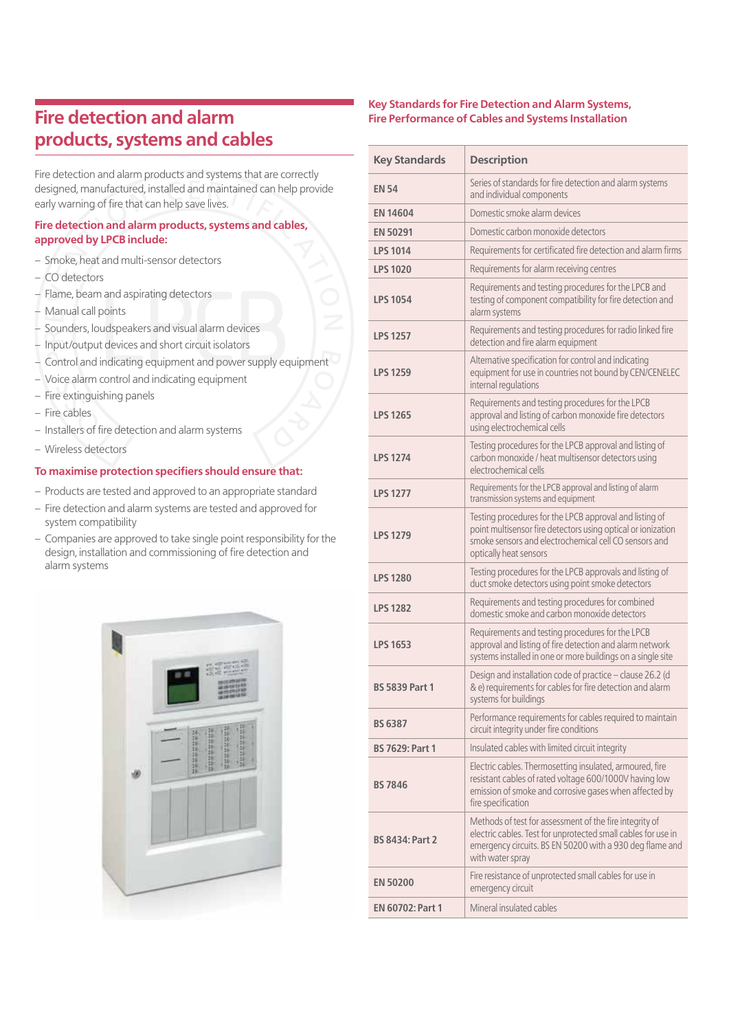# Fire detection and alarm products, systems and cables

Fire detection and alarm products and systems that are correctly designed, manufactured, installed and maintained can help provide early warning of fire that can help save lives.

### Fire detection and alarm products, systems and cables, approved by LPCB include:

- Smoke, heat and multi-sensor detectors
- CO detectors
- Flame, beam and aspirating detectors
- Manual call points
- Sounders, loudspeakers and visual alarm devices
- Input/output devices and short circuit isolators
- Control and indicating equipment and power supply equipment
- Voice alarm control and indicating equipment
- Fire extinguishing panels
- Fire cables
- Installers of fire detection and alarm systems
- Wireless detectors

### To maximise protection specifiers should ensure that:

- Products are tested and approved to an appropriate standard
- Fire detection and alarm systems are tested and approved for system compatibility
- Companies are approved to take single point responsibility for the design, installation and commissioning of fire detection and alarm systems

### Key Standards for Fire Detection and Alarm Systems, Fire Performance of Cables and Systems Installation

| Key Standards | Description |
|---|---|
| **EN 54** | Series of standards for fire detection and alarm systems and individual components |
| **EN 14604** | Domestic smoke alarm devices |
| **EN 50291** | Domestic carbon monoxide detectors |
| **LPS 1014** | Requirements for certificated fire detection and alarm firms |
| **LPS 1020** | Requirements for alarm receiving centres |
| **LPS 1054** | Requirements and testing procedures for the LPCB and testing of component compatibility for fire detection and alarm systems |
| **LPS 1257** | Requirements and testing procedures for radio linked fire detection and fire alarm equipment |
| **LPS 1259** | Alternative specification for control and indicating equipment for use in countries not bound by CEN/CENELEC internal regulations |
| **LPS 1265** | Requirements and testing procedures for the LPCB approval and listing of carbon monoxide fire detectors using electrochemical cells |
| **LPS 1274** | Testing procedures for the LPCB approval and listing of carbon monoxide / heat multisensor detectors using electrochemical cells |
| **LPS 1277** | Requirements for the LPCB approval and listing of alarm transmission systems and equipment |
| **LPS 1279** | Testing procedures for the LPCB approval and listing of point multisensor fire detectors using optical or ionization smoke sensors and electrochemical cell CO sensors and optically heat sensors |
| **LPS 1280** | Testing procedures for the LPCB approvals and listing of duct smoke detectors using point smoke detectors |
| **LPS 1282** | Requirements and testing procedures for combined domestic smoke and carbon monoxide detectors |
| **LPS 1653** | Requirements and testing procedures for the LPCB approval and listing of fire detection and alarm network systems installed in one or more buildings on a single site |
| **BS 5839 Part 1** | Design and installation code of practice – clause 26.2 (d & e) requirements for cables for fire detection and alarm systems for buildings |
| **BS 6387** | Performance requirements for cables required to maintain circuit integrity under fire conditions |
| **BS 7629: Part 1** | Insulated cables with limited circuit integrity |
| **BS 7846** | Electric cables. Thermosetting insulated, armoured, fire resistant cables of rated voltage 600/1000V having low emission of smoke and corrosive gases when affected by fire specification |
| **BS 8434: Part 2** | Methods of test for assessment of the fire integrity of electric cables. Test for unprotected small cables for use in emergency circuits. BS EN 50200 with a 930 deg flame and with water spray |
| **EN 50200** | Fire resistance of unprotected small cables for use in emergency circuit |
| **EN 60702: Part 1** | Mineral insulated cables |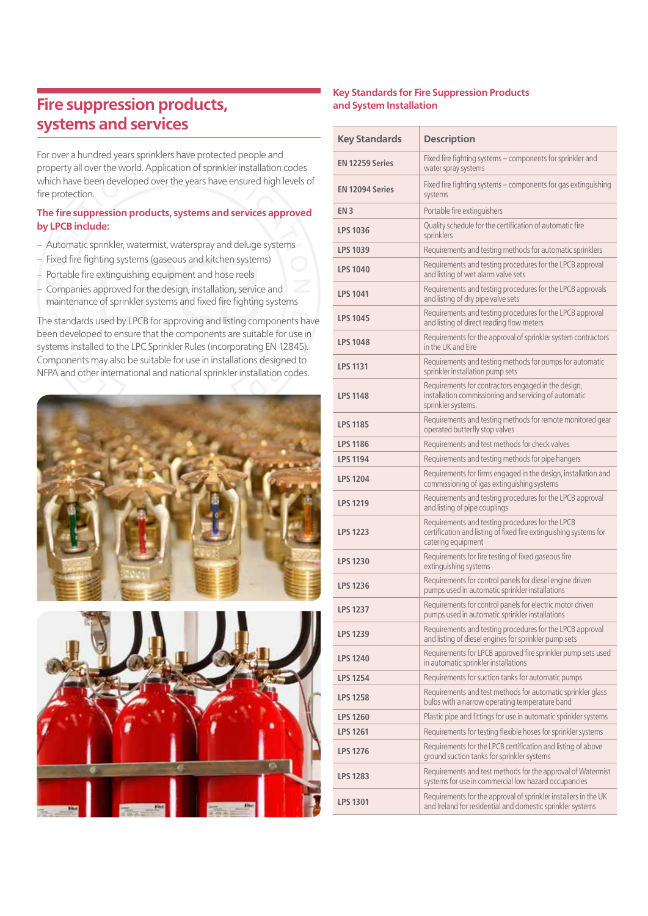# Fire suppression products, systems and services

For over a hundred years sprinklers have protected people and property all over the world. Application of sprinkler installation codes which have been developed over the years have ensured high levels of fire protection.

### The fire suppression products, systems and services approved by LPCB include:

- Automatic sprinkler, watermist, waterspray and deluge systems
- Fixed fire fighting systems (gaseous and kitchen systems)
- Portable fire extinguishing equipment and hose reels
- Companies approved for the design, installation, service and maintenance of sprinkler systems and fixed fire fighting systems

The standards used by LPCB for approving and listing components have been developed to ensure that the components are suitable for use in systems installed to the LPC Sprinkler Rules (incorporating EN 12845). Components may also be suitable for use in installations designed to NFPA and other international and national sprinkler installation codes.

### Key Standards for Fire Suppression Products and System Installation

| Key Standards | Description |
|---|---|
| EN 12259 Series | Fixed fire fighting systems – components for sprinkler and water spray systems |
| EN 12094 Series | Fixed fire fighting systems – components for gas extinguishing systems |
| EN 3 | Portable fire extinguishers |
| LPS 1036 | Quality schedule for the certification of automatic fire sprinklers |
| LPS 1039 | Requirements and testing methods for automatic sprinklers |
| LPS 1040 | Requirements and testing procedures for the LPCB approval and listing of wet alarm valve sets |
| LPS 1041 | Requirements and testing procedures for the LPCB approvals and listing of dry pipe valve sets |
| LPS 1045 | Requirements and testing procedures for the LPCB approval and listing of direct reading flow meters |
| LPS 1048 | Requirements for the approval of sprinkler system contractors in the UK and Eire |
| LPS 1131 | Requirements and testing methods for pumps for automatic sprinkler installation pump sets |
| LPS 1148 | Requirements for contractors engaged in the design, installation commissioning and servicing of automatic sprinkler systems. |
| LPS 1185 | Requirements and testing methods for remote monitored gear operated butterfly stop valves |
| LPS 1186 | Requirements and test methods for check valves |
| LPS 1194 | Requirements and testing methods for pipe hangers |
| LPS 1204 | Requirements for firms engaged in the design, installation and commissioning of igas extinguishing systems |
| LPS 1219 | Requirements and testing procedures for the LPCB approval and listing of pipe couplings |
| LPS 1223 | Requirements and testing procedures for the LPCB certification and listing of fixed fire extinguishing systems for catering equipment |
| LPS 1230 | Requirements for fire testing of fixed gaseous fire extinguishing systems |
| LPS 1236 | Requirements for control panels for diesel engine driven pumps used in automatic sprinkler installations |
| LPS 1237 | Requirements for control panels for electric motor driven pumps used in automatic sprinkler installations |
| LPS 1239 | Requirements and testing procedures for the LPCB approval and listing of diesel engines for sprinkler pump sets |
| LPS 1240 | Requirements for LPCB approved fire sprinkler pump sets used in automatic sprinkler installations |
| LPS 1254 | Requirements for suction tanks for automatic pumps |
| LPS 1258 | Requirements and test methods for automatic sprinkler glass bulbs with a narrow operating temperature band |
| LPS 1260 | Plastic pipe and fittings for use in automatic sprinkler systems |
| LPS 1261 | Requirements for testing flexible hoses for sprinkler systems |
| LPS 1276 | Requirements for the LPCB certification and listing of above ground suction tanks for sprinkler systems |
| LPS 1283 | Requirements and test methods for the approval of Watermist systems for use in commercial low hazard occupancies |
| LPS 1301 | Requirements for the approval of sprinkler installers in the UK and Ireland for residential and domestic sprinkler systems |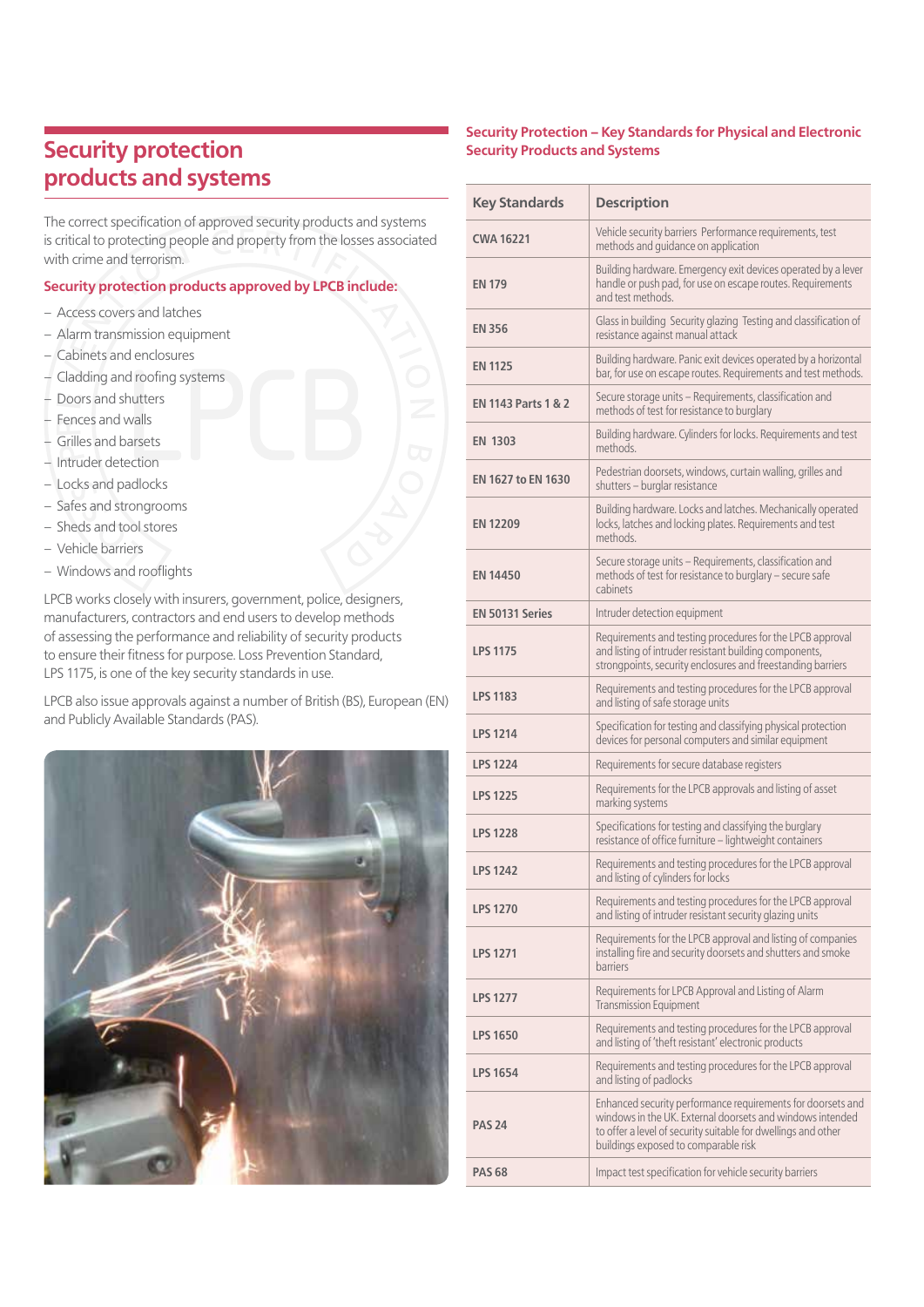## Security protection products and systems

The correct specification of approved security products and systems is critical to protecting people and property from the losses associated with crime and terrorism.

### Security protection products approved by LPCB include:

- Access covers and latches
- Alarm transmission equipment
- Cabinets and enclosures
- Cladding and roofing systems
- Doors and shutters
- Fences and walls
- Grilles and barsets
- Intruder detection
- Locks and padlocks
- Safes and strongrooms
- Sheds and tool stores
- Vehicle barriers
- Windows and rooflights

LPCB works closely with insurers, government, police, designers, manufacturers, contractors and end users to develop methods of assessing the performance and reliability of security products to ensure their fitness for purpose. Loss Prevention Standard, LPS 1175, is one of the key security standards in use.

LPCB also issue approvals against a number of British (BS), European (EN) and Publicly Available Standards (PAS).

### Security Protection – Key Standards for Physical and Electronic Security Products and Systems

| Key Standards | Description |
|---|---|
| CWA 16221 | Vehicle security barriers Performance requirements, test methods and guidance on application |
| EN 179 | Building hardware. Emergency exit devices operated by a lever handle or push pad, for use on escape routes. Requirements and test methods. |
| EN 356 | Glass in building Security glazing Testing and classification of resistance against manual attack |
| EN 1125 | Building hardware. Panic exit devices operated by a horizontal bar, for use on escape routes. Requirements and test methods. |
| EN 1143 Parts 1 & 2 | Secure storage units – Requirements, classification and methods of test for resistance to burglary |
| EN 1303 | Building hardware. Cylinders for locks. Requirements and test methods. |
| EN 1627 to EN 1630 | Pedestrian doorsets, windows, curtain walling, grilles and shutters – burglar resistance |
| EN 12209 | Building hardware. Locks and latches. Mechanically operated locks, latches and locking plates. Requirements and test methods. |
| EN 14450 | Secure storage units – Requirements, classification and methods of test for resistance to burglary – secure safe cabinets |
| EN 50131 Series | Intruder detection equipment |
| LPS 1175 | Requirements and testing procedures for the LPCB approval and listing of intruder resistant building components, strongpoints, security enclosures and freestanding barriers |
| LPS 1183 | Requirements and testing procedures for the LPCB approval and listing of safe storage units |
| LPS 1214 | Specification for testing and classifying physical protection devices for personal computers and similar equipment |
| LPS 1224 | Requirements for secure database registers |
| LPS 1225 | Requirements for the LPCB approvals and listing of asset marking systems |
| LPS 1228 | Specifications for testing and classifying the burglary resistance of office furniture – lightweight containers |
| LPS 1242 | Requirements and testing procedures for the LPCB approval and listing of cylinders for locks |
| LPS 1270 | Requirements and testing procedures for the LPCB approval and listing of intruder resistant security glazing units |
| LPS 1271 | Requirements for the LPCB approval and listing of companies installing fire and security doorsets and shutters and smoke barriers |
| LPS 1277 | Requirements for LPCB Approval and Listing of Alarm Transmission Equipment |
| LPS 1650 | Requirements and testing procedures for the LPCB approval and listing of 'theft resistant' electronic products |
| LPS 1654 | Requirements and testing procedures for the LPCB approval and listing of padlocks |
| PAS 24 | Enhanced security performance requirements for doorsets and windows in the UK. External doorsets and windows intended to offer a level of security suitable for dwellings and other buildings exposed to comparable risk |
| PAS 68 | Impact test specification for vehicle security barriers |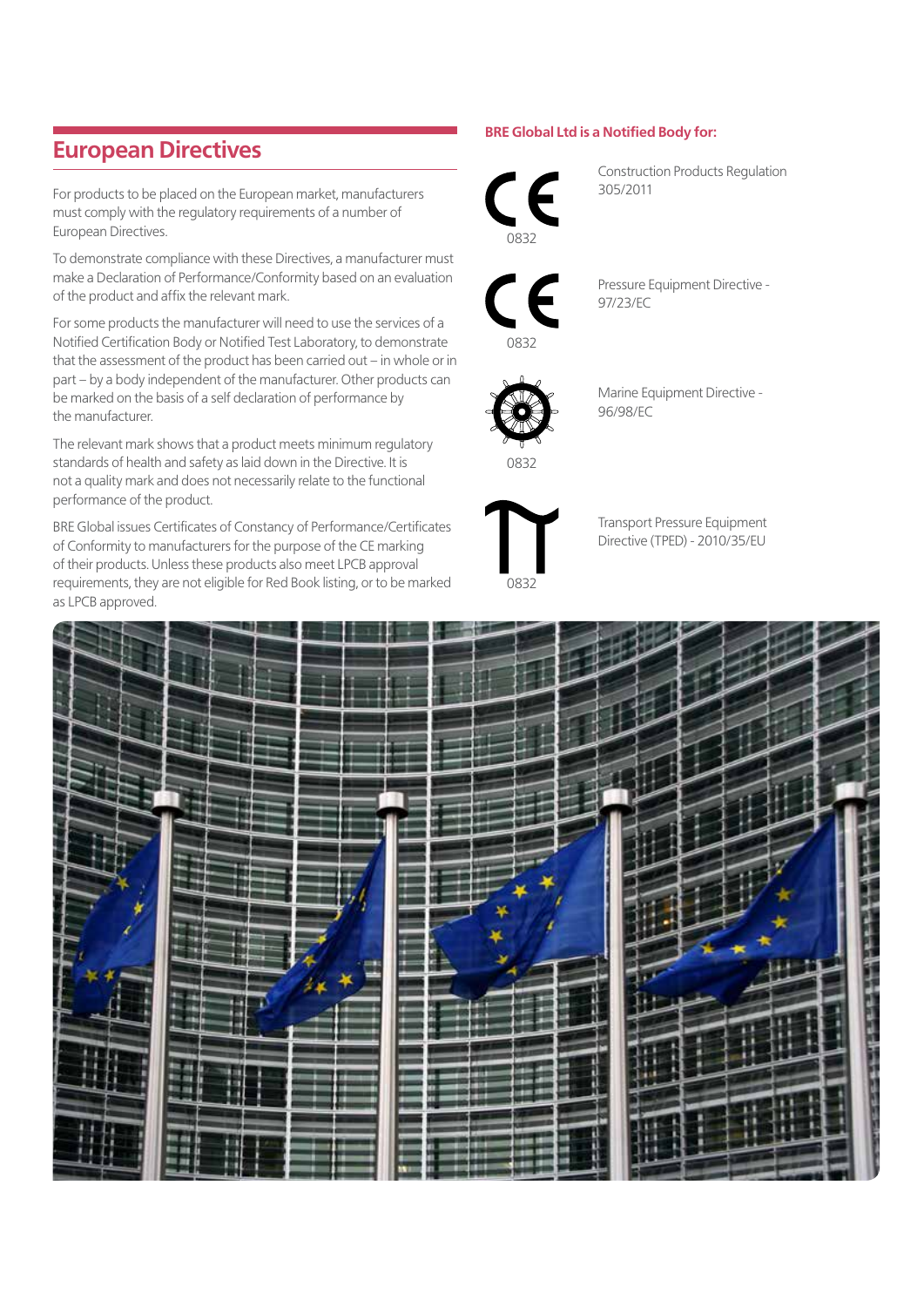## European Directives

For products to be placed on the European market, manufacturers must comply with the regulatory requirements of a number of European Directives.

To demonstrate compliance with these Directives, a manufacturer must make a Declaration of Performance/Conformity based on an evaluation of the product and affix the relevant mark.

For some products the manufacturer will need to use the services of a Notified Certification Body or Notified Test Laboratory, to demonstrate that the assessment of the product has been carried out – in whole or in part – by a body independent of the manufacturer. Other products can be marked on the basis of a self declaration of performance by the manufacturer.

The relevant mark shows that a product meets minimum regulatory standards of health and safety as laid down in the Directive. It is not a quality mark and does not necessarily relate to the functional performance of the product.

BRE Global issues Certificates of Constancy of Performance/Certificates of Conformity to manufacturers for the purpose of the CE marking of their products. Unless these products also meet LPCB approval requirements, they are not eligible for Red Book listing, or to be marked as LPCB approved.

**BRE Global Ltd is a Notified Body for:**

CE 0832 — Construction Products Regulation 305/2011

CE 0832 — Pressure Equipment Directive - 97/23/EC

0832 — Marine Equipment Directive - 96/98/EC

0832 — Transport Pressure Equipment Directive (TPED) - 2010/35/EU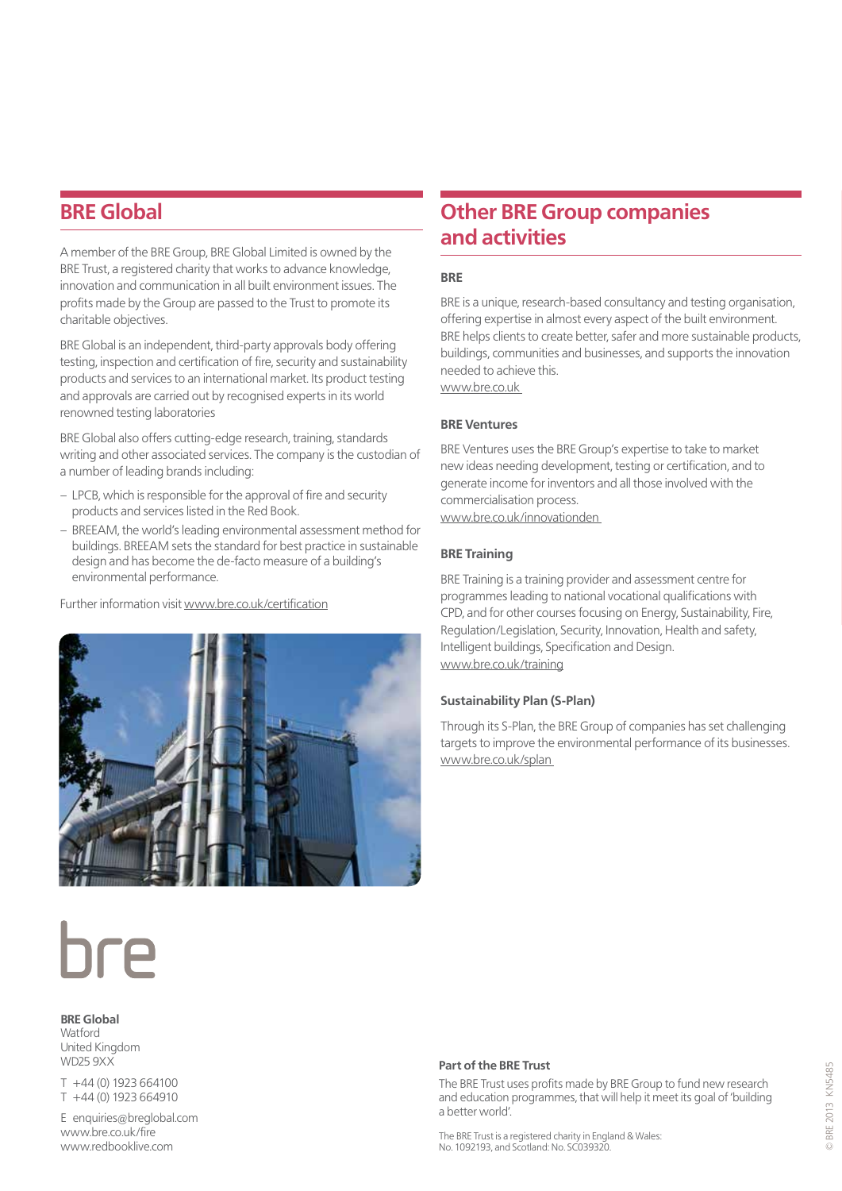## BRE Global

A member of the BRE Group, BRE Global Limited is owned by the BRE Trust, a registered charity that works to advance knowledge, innovation and communication in all built environment issues. The profits made by the Group are passed to the Trust to promote its charitable objectives.

BRE Global is an independent, third-party approvals body offering testing, inspection and certification of fire, security and sustainability products and services to an international market. Its product testing and approvals are carried out by recognised experts in its world renowned testing laboratories

BRE Global also offers cutting-edge research, training, standards writing and other associated services. The company is the custodian of a number of leading brands including:

- LPCB, which is responsible for the approval of fire and security products and services listed in the Red Book.
- BREEAM, the world's leading environmental assessment method for buildings. BREEAM sets the standard for best practice in sustainable design and has become the de-facto measure of a building's environmental performance.

Further information visit www.bre.co.uk/certification

## Other BRE Group companies and activities

### BRE

BRE is a unique, research-based consultancy and testing organisation, offering expertise in almost every aspect of the built environment. BRE helps clients to create better, safer and more sustainable products, buildings, communities and businesses, and supports the innovation needed to achieve this.
www.bre.co.uk

### BRE Ventures

BRE Ventures uses the BRE Group's expertise to take to market new ideas needing development, testing or certification, and to generate income for inventors and all those involved with the commercialisation process.
www.bre.co.uk/innovationden

### BRE Training

BRE Training is a training provider and assessment centre for programmes leading to national vocational qualifications with CPD, and for other courses focusing on Energy, Sustainability, Fire, Regulation/Legislation, Security, Innovation, Health and safety, Intelligent buildings, Specification and Design.
www.bre.co.uk/training

### Sustainability Plan (S-Plan)

Through its S-Plan, the BRE Group of companies has set challenging targets to improve the environmental performance of its businesses.
www.bre.co.uk/splan

bre

**BRE Global**
Watford
United Kingdom
WD25 9XX

T +44 (0) 1923 664100
T +44 (0) 1923 664910

E enquiries@breglobal.com
www.bre.co.uk/fire
www.redbooklive.com

**Part of the BRE Trust**

The BRE Trust uses profits made by BRE Group to fund new research and education programmes, that will help it meet its goal of 'building a better world'.

The BRE Trust is a registered charity in England & Wales: No. 1092193, and Scotland: No. SC039320.

© BRE 2013 KN5485